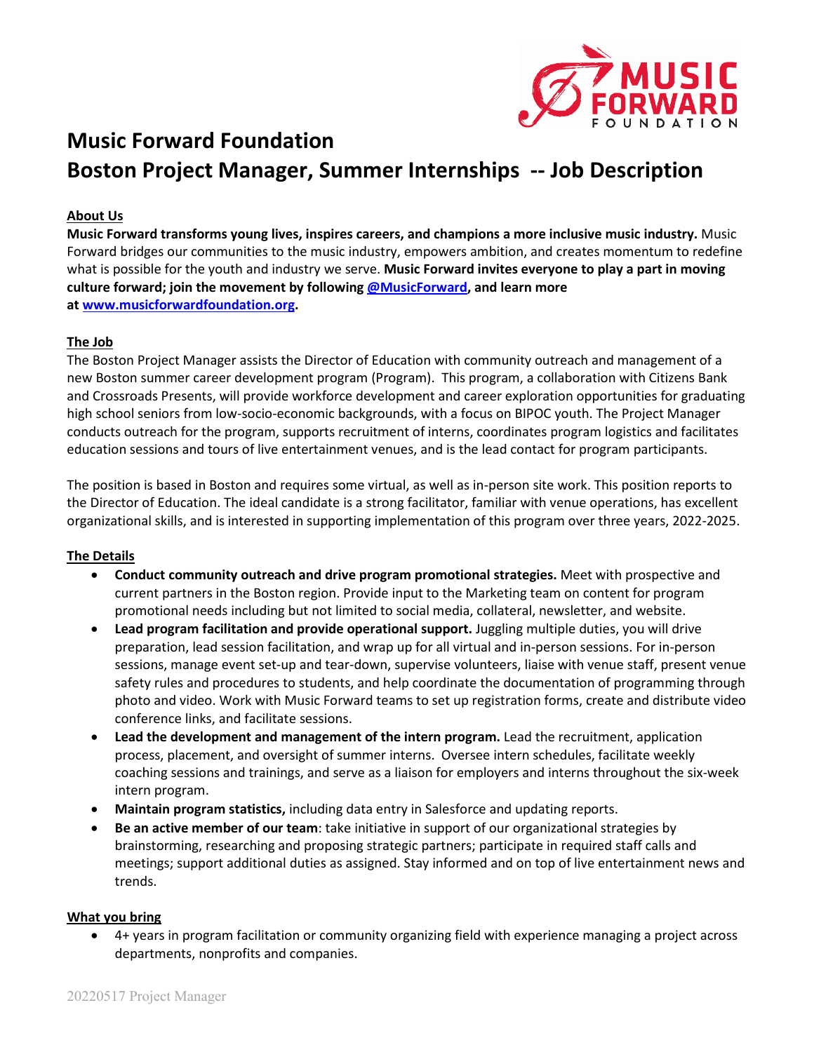# Music Forward Foundation
# Boston Project Manager, Summer Internships -- Job Description

## About Us

**Music Forward transforms young lives, inspires careers, and champions a more inclusive music industry.** Music Forward bridges our communities to the music industry, empowers ambition, and creates momentum to redefine what is possible for the youth and industry we serve. **Music Forward invites everyone to play a part in moving culture forward; join the movement by following [@MusicForward](https://twitter.com/MusicForward), and learn more at [www.musicforwardfoundation.org](http://www.musicforwardfoundation.org).**

## The Job

The Boston Project Manager assists the Director of Education with community outreach and management of a new Boston summer career development program (Program). This program, a collaboration with Citizens Bank and Crossroads Presents, will provide workforce development and career exploration opportunities for graduating high school seniors from low-socio-economic backgrounds, with a focus on BIPOC youth. The Project Manager conducts outreach for the program, supports recruitment of interns, coordinates program logistics and facilitates education sessions and tours of live entertainment venues, and is the lead contact for program participants.

The position is based in Boston and requires some virtual, as well as in-person site work. This position reports to the Director of Education. The ideal candidate is a strong facilitator, familiar with venue operations, has excellent organizational skills, and is interested in supporting implementation of this program over three years, 2022-2025.

## The Details

- **Conduct community outreach and drive program promotional strategies.** Meet with prospective and current partners in the Boston region. Provide input to the Marketing team on content for program promotional needs including but not limited to social media, collateral, newsletter, and website.
- **Lead program facilitation and provide operational support.** Juggling multiple duties, you will drive preparation, lead session facilitation, and wrap up for all virtual and in-person sessions. For in-person sessions, manage event set-up and tear-down, supervise volunteers, liaise with venue staff, present venue safety rules and procedures to students, and help coordinate the documentation of programming through photo and video. Work with Music Forward teams to set up registration forms, create and distribute video conference links, and facilitate sessions.
- **Lead the development and management of the intern program.** Lead the recruitment, application process, placement, and oversight of summer interns. Oversee intern schedules, facilitate weekly coaching sessions and trainings, and serve as a liaison for employers and interns throughout the six-week intern program.
- **Maintain program statistics,** including data entry in Salesforce and updating reports.
- **Be an active member of our team**: take initiative in support of our organizational strategies by brainstorming, researching and proposing strategic partners; participate in required staff calls and meetings; support additional duties as assigned. Stay informed and on top of live entertainment news and trends.

## What you bring

- 4+ years in program facilitation or community organizing field with experience managing a project across departments, nonprofits and companies.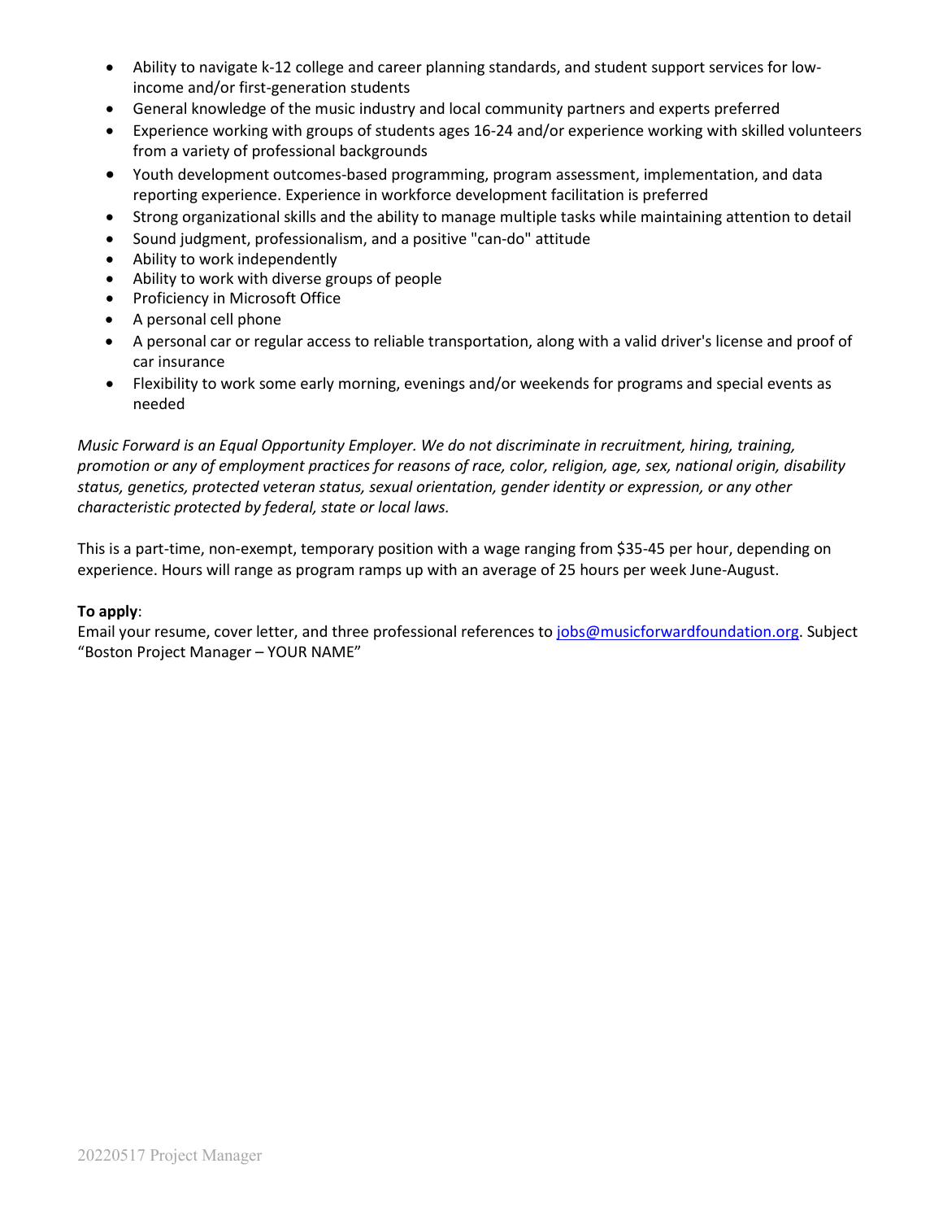- Ability to navigate k-12 college and career planning standards, and student support services for low-income and/or first-generation students
- General knowledge of the music industry and local community partners and experts preferred
- Experience working with groups of students ages 16-24 and/or experience working with skilled volunteers from a variety of professional backgrounds
- Youth development outcomes-based programming, program assessment, implementation, and data reporting experience. Experience in workforce development facilitation is preferred
- Strong organizational skills and the ability to manage multiple tasks while maintaining attention to detail
- Sound judgment, professionalism, and a positive "can-do" attitude
- Ability to work independently
- Ability to work with diverse groups of people
- Proficiency in Microsoft Office
- A personal cell phone
- A personal car or regular access to reliable transportation, along with a valid driver's license and proof of car insurance
- Flexibility to work some early morning, evenings and/or weekends for programs and special events as needed

*Music Forward is an Equal Opportunity Employer. We do not discriminate in recruitment, hiring, training, promotion or any of employment practices for reasons of race, color, religion, age, sex, national origin, disability status, genetics, protected veteran status, sexual orientation, gender identity or expression, or any other characteristic protected by federal, state or local laws.*

This is a part-time, non-exempt, temporary position with a wage ranging from $35-45 per hour, depending on experience. Hours will range as program ramps up with an average of 25 hours per week June-August.

**To apply**:
Email your resume, cover letter, and three professional references to jobs@musicforwardfoundation.org. Subject "Boston Project Manager – YOUR NAME"